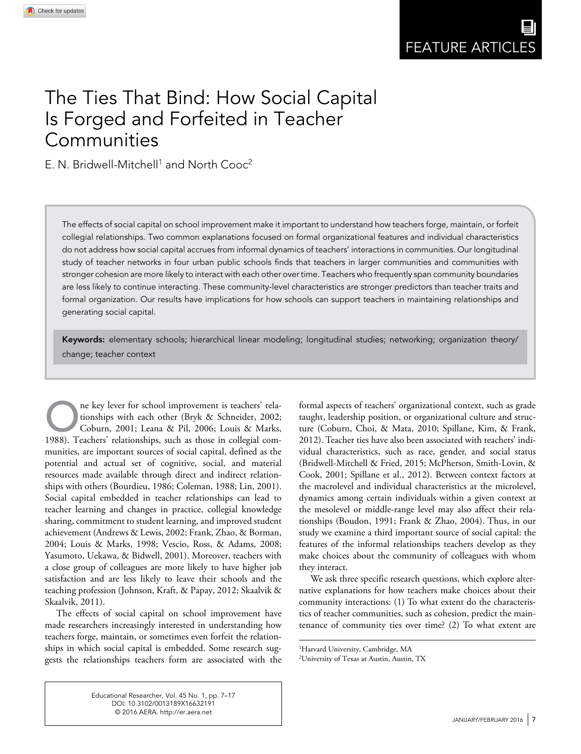FEATURE ARTICLES

# The Ties That Bind: How Social Capital Is Forged and Forfeited in Teacher Communities

E. N. Bridwell-Mitchell[1] and North Cooc[2]

The effects of social capital on school improvement make it important to understand how teachers forge, maintain, or forfeit collegial relationships. Two common explanations focused on formal organizational features and individual characteristics do not address how social capital accrues from informal dynamics of teachers' interactions in communities. Our longitudinal study of teacher networks in four urban public schools finds that teachers in larger communities and communities with stronger cohesion are more likely to interact with each other over time. Teachers who frequently span community boundaries are less likely to continue interacting. These community-level characteristics are stronger predictors than teacher traits and formal organization. Our results have implications for how schools can support teachers in maintaining relationships and generating social capital.

**Keywords:** elementary schools; hierarchical linear modeling; longitudinal studies; networking; organization theory/change; teacher context

One key lever for school improvement is teachers' relationships with each other (Bryk & Schneider, 2002; Coburn, 2001; Leana & Pil, 2006; Louis & Marks, 1988). Teachers' relationships, such as those in collegial communities, are important sources of social capital, defined as the potential and actual set of cognitive, social, and material resources made available through direct and indirect relationships with others (Bourdieu, 1986; Coleman, 1988; Lin, 2001). Social capital embedded in teacher relationships can lead to teacher learning and changes in practice, collegial knowledge sharing, commitment to student learning, and improved student achievement (Andrews & Lewis, 2002; Frank, Zhao, & Borman, 2004; Louis & Marks, 1998; Vescio, Ross, & Adams, 2008; Yasumoto, Uekawa, & Bidwell, 2001). Moreover, teachers with a close group of colleagues are more likely to have higher job satisfaction and are less likely to leave their schools and the teaching profession (Johnson, Kraft, & Papay, 2012; Skaalvik & Skaalvik, 2011).

The effects of social capital on school improvement have made researchers increasingly interested in understanding how teachers forge, maintain, or sometimes even forfeit the relationships in which social capital is embedded. Some research suggests the relationships teachers form are associated with the formal aspects of teachers' organizational context, such as grade taught, leadership position, or organizational culture and structure (Coburn, Choi, & Mata, 2010; Spillane, Kim, & Frank, 2012). Teacher ties have also been associated with teachers' individual characteristics, such as race, gender, and social status (Bridwell-Mitchell & Fried, 2015; McPherson, Smith-Lovin, & Cook, 2001; Spillane et al., 2012). Between context factors at the macrolevel and individual characteristics at the microlevel, dynamics among certain individuals within a given context at the mesolevel or middle-range level may also affect their relationships (Boudon, 1991; Frank & Zhao, 2004). Thus, in our study we examine a third important source of social capital: the features of the informal relationships teachers develop as they make choices about the community of colleagues with whom they interact.

We ask three specific research questions, which explore alternative explanations for how teachers make choices about their community interactions: (1) To what extent do the characteristics of teacher communities, such as cohesion, predict the maintenance of community ties over time? (2) To what extent are

[1]Harvard University, Cambridge, MA
[2]University of Texas at Austin, Austin, TX

Educational Researcher, Vol. 45 No. 1, pp. 7–17
DOI: 10.3102/0013189X16632191
© 2016 AERA. http://er.aera.net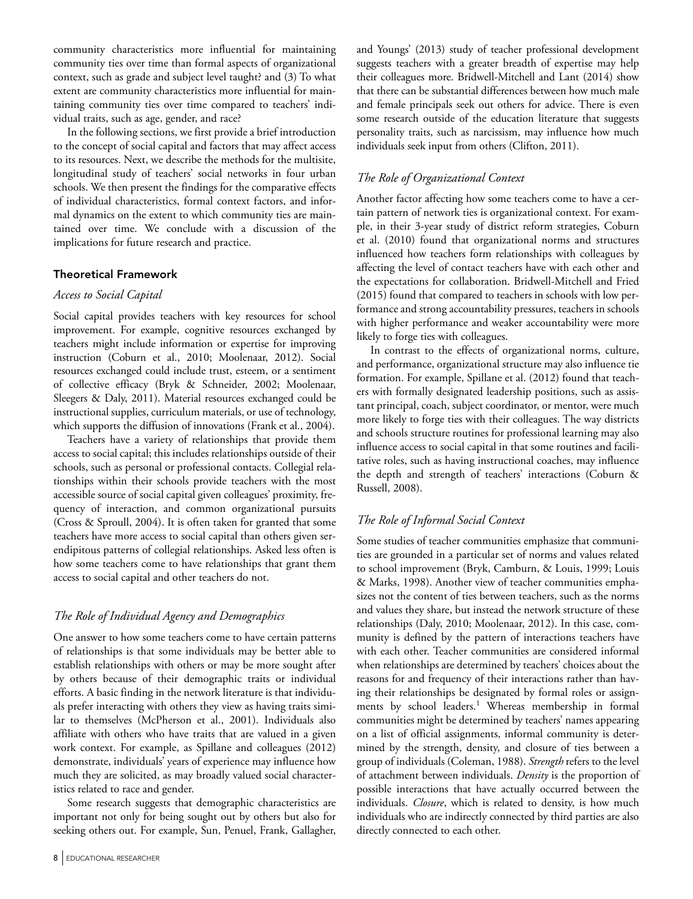community characteristics more influential for maintaining community ties over time than formal aspects of organizational context, such as grade and subject level taught? and (3) To what extent are community characteristics more influential for maintaining community ties over time compared to teachers' individual traits, such as age, gender, and race?

In the following sections, we first provide a brief introduction to the concept of social capital and factors that may affect access to its resources. Next, we describe the methods for the multisite, longitudinal study of teachers' social networks in four urban schools. We then present the findings for the comparative effects of individual characteristics, formal context factors, and informal dynamics on the extent to which community ties are maintained over time. We conclude with a discussion of the implications for future research and practice.

## Theoretical Framework

### *Access to Social Capital*

Social capital provides teachers with key resources for school improvement. For example, cognitive resources exchanged by teachers might include information or expertise for improving instruction (Coburn et al., 2010; Moolenaar, 2012). Social resources exchanged could include trust, esteem, or a sentiment of collective efficacy (Bryk & Schneider, 2002; Moolenaar, Sleegers & Daly, 2011). Material resources exchanged could be instructional supplies, curriculum materials, or use of technology, which supports the diffusion of innovations (Frank et al., 2004).

Teachers have a variety of relationships that provide them access to social capital; this includes relationships outside of their schools, such as personal or professional contacts. Collegial relationships within their schools provide teachers with the most accessible source of social capital given colleagues' proximity, frequency of interaction, and common organizational pursuits (Cross & Sproull, 2004). It is often taken for granted that some teachers have more access to social capital than others given serendipitous patterns of collegial relationships. Asked less often is how some teachers come to have relationships that grant them access to social capital and other teachers do not.

### *The Role of Individual Agency and Demographics*

One answer to how some teachers come to have certain patterns of relationships is that some individuals may be better able to establish relationships with others or may be more sought after by others because of their demographic traits or individual efforts. A basic finding in the network literature is that individuals prefer interacting with others they view as having traits similar to themselves (McPherson et al., 2001). Individuals also affiliate with others who have traits that are valued in a given work context. For example, as Spillane and colleagues (2012) demonstrate, individuals' years of experience may influence how much they are solicited, as may broadly valued social characteristics related to race and gender.

Some research suggests that demographic characteristics are important not only for being sought out by others but also for seeking others out. For example, Sun, Penuel, Frank, Gallagher, and Youngs' (2013) study of teacher professional development suggests teachers with a greater breadth of expertise may help their colleagues more. Bridwell-Mitchell and Lant (2014) show that there can be substantial differences between how much male and female principals seek out others for advice. There is even some research outside of the education literature that suggests personality traits, such as narcissism, may influence how much individuals seek input from others (Clifton, 2011).

### *The Role of Organizational Context*

Another factor affecting how some teachers come to have a certain pattern of network ties is organizational context. For example, in their 3-year study of district reform strategies, Coburn et al. (2010) found that organizational norms and structures influenced how teachers form relationships with colleagues by affecting the level of contact teachers have with each other and the expectations for collaboration. Bridwell-Mitchell and Fried (2015) found that compared to teachers in schools with low performance and strong accountability pressures, teachers in schools with higher performance and weaker accountability were more likely to forge ties with colleagues.

In contrast to the effects of organizational norms, culture, and performance, organizational structure may also influence tie formation. For example, Spillane et al. (2012) found that teachers with formally designated leadership positions, such as assistant principal, coach, subject coordinator, or mentor, were much more likely to forge ties with their colleagues. The way districts and schools structure routines for professional learning may also influence access to social capital in that some routines and facilitative roles, such as having instructional coaches, may influence the depth and strength of teachers' interactions (Coburn & Russell, 2008).

### *The Role of Informal Social Context*

Some studies of teacher communities emphasize that communities are grounded in a particular set of norms and values related to school improvement (Bryk, Camburn, & Louis, 1999; Louis & Marks, 1998). Another view of teacher communities emphasizes not the content of ties between teachers, such as the norms and values they share, but instead the network structure of these relationships (Daly, 2010; Moolenaar, 2012). In this case, community is defined by the pattern of interactions teachers have with each other. Teacher communities are considered informal when relationships are determined by teachers' choices about the reasons for and frequency of their interactions rather than having their relationships be designated by formal roles or assignments by school leaders.[1] Whereas membership in formal communities might be determined by teachers' names appearing on a list of official assignments, informal community is determined by the strength, density, and closure of ties between a group of individuals (Coleman, 1988). *Strength* refers to the level of attachment between individuals. *Density* is the proportion of possible interactions that have actually occurred between the individuals. *Closure*, which is related to density, is how much individuals who are indirectly connected by third parties are also directly connected to each other.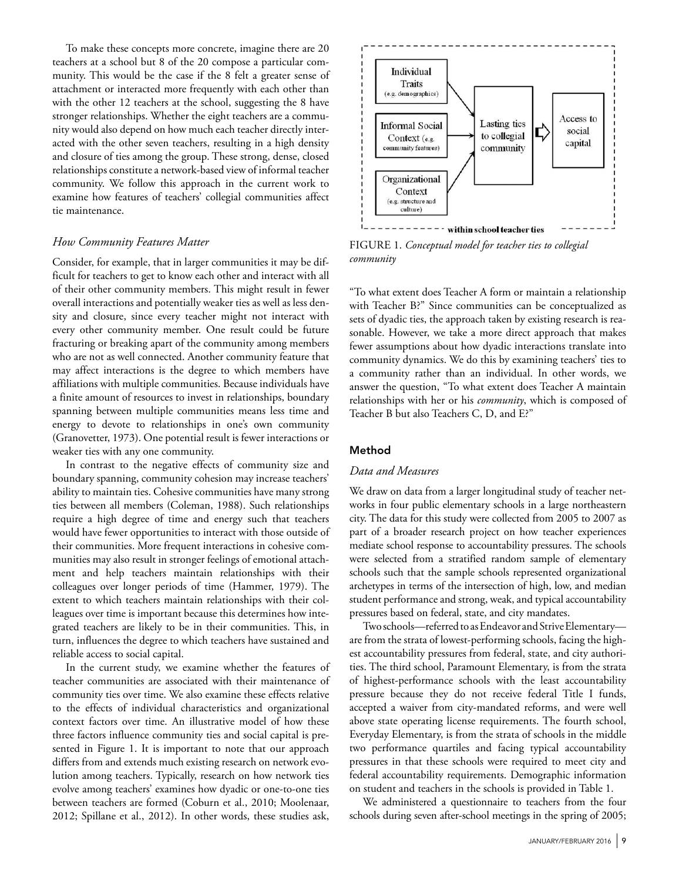To make these concepts more concrete, imagine there are 20 teachers at a school but 8 of the 20 compose a particular community. This would be the case if the 8 felt a greater sense of attachment or interacted more frequently with each other than with the other 12 teachers at the school, suggesting the 8 have stronger relationships. Whether the eight teachers are a community would also depend on how much each teacher directly interacted with the other seven teachers, resulting in a high density and closure of ties among the group. These strong, dense, closed relationships constitute a network-based view of informal teacher community. We follow this approach in the current work to examine how features of teachers' collegial communities affect tie maintenance.

### *How Community Features Matter*

Consider, for example, that in larger communities it may be difficult for teachers to get to know each other and interact with all of their other community members. This might result in fewer overall interactions and potentially weaker ties as well as less density and closure, since every teacher might not interact with every other community member. One result could be future fracturing or breaking apart of the community among members who are not as well connected. Another community feature that may affect interactions is the degree to which members have affiliations with multiple communities. Because individuals have a finite amount of resources to invest in relationships, boundary spanning between multiple communities means less time and energy to devote to relationships in one's own community (Granovetter, 1973). One potential result is fewer interactions or weaker ties with any one community.

In contrast to the negative effects of community size and boundary spanning, community cohesion may increase teachers' ability to maintain ties. Cohesive communities have many strong ties between all members (Coleman, 1988). Such relationships require a high degree of time and energy such that teachers would have fewer opportunities to interact with those outside of their communities. More frequent interactions in cohesive communities may also result in stronger feelings of emotional attachment and help teachers maintain relationships with their colleagues over longer periods of time (Hammer, 1979). The extent to which teachers maintain relationships with their colleagues over time is important because this determines how integrated teachers are likely to be in their communities. This, in turn, influences the degree to which teachers have sustained and reliable access to social capital.

In the current study, we examine whether the features of teacher communities are associated with their maintenance of community ties over time. We also examine these effects relative to the effects of individual characteristics and organizational context factors over time. An illustrative model of how these three factors influence community ties and social capital is presented in Figure 1. It is important to note that our approach differs from and extends much existing research on network evolution among teachers. Typically, research on how network ties evolve among teachers' examines how dyadic or one-to-one ties between teachers are formed (Coburn et al., 2010; Moolenaar, 2012; Spillane et al., 2012). In other words, these studies ask, "To what extent does Teacher A form or maintain a relationship with Teacher B?" Since communities can be conceptualized as sets of dyadic ties, the approach taken by existing research is reasonable. However, we take a more direct approach that makes fewer assumptions about how dyadic interactions translate into community dynamics. We do this by examining teachers' ties to a community rather than an individual. In other words, we answer the question, "To what extent does Teacher A maintain relationships with her or his *community*, which is composed of Teacher B but also Teachers C, D, and E?"

Individual Traits (e.g. demographics)
Informal Social Context (e.g. community features)
Organizational Context (e.g. structure and culture)
Lasting ties to collegial community
Access to social capital
within school teacher ties

FIGURE 1. *Conceptual model for teacher ties to collegial community*

## Method

### *Data and Measures*

We draw on data from a larger longitudinal study of teacher networks in four public elementary schools in a large northeastern city. The data for this study were collected from 2005 to 2007 as part of a broader research project on how teacher experiences mediate school response to accountability pressures. The schools were selected from a stratified random sample of elementary schools such that the sample schools represented organizational archetypes in terms of the intersection of high, low, and median student performance and strong, weak, and typical accountability pressures based on federal, state, and city mandates.

Two schools—referred to as Endeavor and Strive Elementary—are from the strata of lowest-performing schools, facing the highest accountability pressures from federal, state, and city authorities. The third school, Paramount Elementary, is from the strata of highest-performance schools with the least accountability pressure because they do not receive federal Title I funds, accepted a waiver from city-mandated reforms, and were well above state operating license requirements. The fourth school, Everyday Elementary, is from the strata of schools in the middle two performance quartiles and facing typical accountability pressures in that these schools were required to meet city and federal accountability requirements. Demographic information on student and teachers in the schools is provided in Table 1.

We administered a questionnaire to teachers from the four schools during seven after-school meetings in the spring of 2005;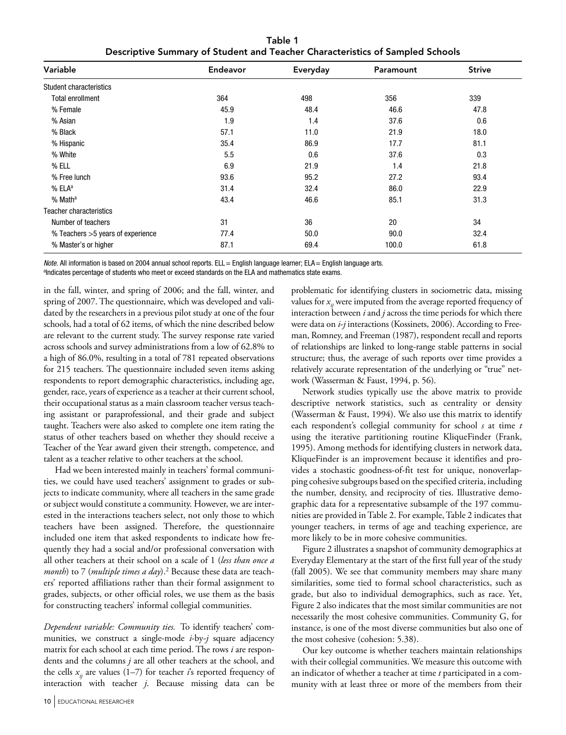**Table 1**
**Descriptive Summary of Student and Teacher Characteristics of Sampled Schools**

| Variable | Endeavor | Everyday | Paramount | Strive |
|---|---|---|---|---|
| Student characteristics | | | | |
| Total enrollment | 364 | 498 | 356 | 339 |
| % Female | 45.9 | 48.4 | 46.6 | 47.8 |
| % Asian | 1.9 | 1.4 | 37.6 | 0.6 |
| % Black | 57.1 | 11.0 | 21.9 | 18.0 |
| % Hispanic | 35.4 | 86.9 | 17.7 | 81.1 |
| % White | 5.5 | 0.6 | 37.6 | 0.3 |
| % ELL | 6.9 | 21.9 | 1.4 | 21.8 |
| % Free lunch | 93.6 | 95.2 | 27.2 | 93.4 |
| % ELA[a] | 31.4 | 32.4 | 86.0 | 22.9 |
| % Math[a] | 43.4 | 46.6 | 85.1 | 31.3 |
| Teacher characteristics | | | | |
| Number of teachers | 31 | 36 | 20 | 34 |
| % Teachers >5 years of experience | 77.4 | 50.0 | 90.0 | 32.4 |
| % Master's or higher | 87.1 | 69.4 | 100.0 | 61.8 |

*Note.* All information is based on 2004 annual school reports. ELL = English language learner; ELA = English language arts.
[a]Indicates percentage of students who meet or exceed standards on the ELA and mathematics state exams.

in the fall, winter, and spring of 2006; and the fall, winter, and spring of 2007. The questionnaire, which was developed and validated by the researchers in a previous pilot study at one of the four schools, had a total of 62 items, of which the nine described below are relevant to the current study. The survey response rate varied across schools and survey administrations from a low of 62.8% to a high of 86.0%, resulting in a total of 781 repeated observations for 215 teachers. The questionnaire included seven items asking respondents to report demographic characteristics, including age, gender, race, years of experience as a teacher at their current school, their occupational status as a main classroom teacher versus teaching assistant or paraprofessional, and their grade and subject taught. Teachers were also asked to complete one item rating the status of other teachers based on whether they should receive a Teacher of the Year award given their strength, competence, and talent as a teacher relative to other teachers at the school.

Had we been interested mainly in teachers' formal communities, we could have used teachers' assignment to grades or subjects to indicate community, where all teachers in the same grade or subject would constitute a community. However, we are interested in the interactions teachers select, not only those to which teachers have been assigned. Therefore, the questionnaire included one item that asked respondents to indicate how frequently they had a social and/or professional conversation with all other teachers at their school on a scale of 1 (*less than once a month*) to 7 (*multiple times a day*).[2] Because these data are teachers' reported affiliations rather than their formal assignment to grades, subjects, or other official roles, we use them as the basis for constructing teachers' informal collegial communities.

*Dependent variable: Community ties.* To identify teachers' communities, we construct a single-mode *i*-by-*j* square adjacency matrix for each school at each time period. The rows *i* are respondents and the columns *j* are all other teachers at the school, and the cells $x_{ij}$ are values (1–7) for teacher *i*'s reported frequency of interaction with teacher *j*. Because missing data can be problematic for identifying clusters in sociometric data, missing values for $x_{ij}$ were imputed from the average reported frequency of interaction between *i* and *j* across the time periods for which there were data on *i*-*j* interactions (Kossinets, 2006). According to Freeman, Romney, and Freeman (1987), respondent recall and reports of relationships are linked to long-range stable patterns in social structure; thus, the average of such reports over time provides a relatively accurate representation of the underlying or "true" network (Wasserman & Faust, 1994, p. 56).

Network studies typically use the above matrix to provide descriptive network statistics, such as centrality or density (Wasserman & Faust, 1994). We also use this matrix to identify each respondent's collegial community for school *s* at time *t* using the iterative partitioning routine KliqueFinder (Frank, 1995). Among methods for identifying clusters in network data, KliqueFinder is an improvement because it identifies and provides a stochastic goodness-of-fit test for unique, nonoverlapping cohesive subgroups based on the specified criteria, including the number, density, and reciprocity of ties. Illustrative demographic data for a representative subsample of the 197 communities are provided in Table 2. For example, Table 2 indicates that younger teachers, in terms of age and teaching experience, are more likely to be in more cohesive communities.

Figure 2 illustrates a snapshot of community demographics at Everyday Elementary at the start of the first full year of the study (fall 2005). We see that community members may share many similarities, some tied to formal school characteristics, such as grade, but also to individual demographics, such as race. Yet, Figure 2 also indicates that the most similar communities are not necessarily the most cohesive communities. Community G, for instance, is one of the most diverse communities but also one of the most cohesive (cohesion: 5.38).

Our key outcome is whether teachers maintain relationships with their collegial communities. We measure this outcome with an indicator of whether a teacher at time *t* participated in a community with at least three or more of the members from their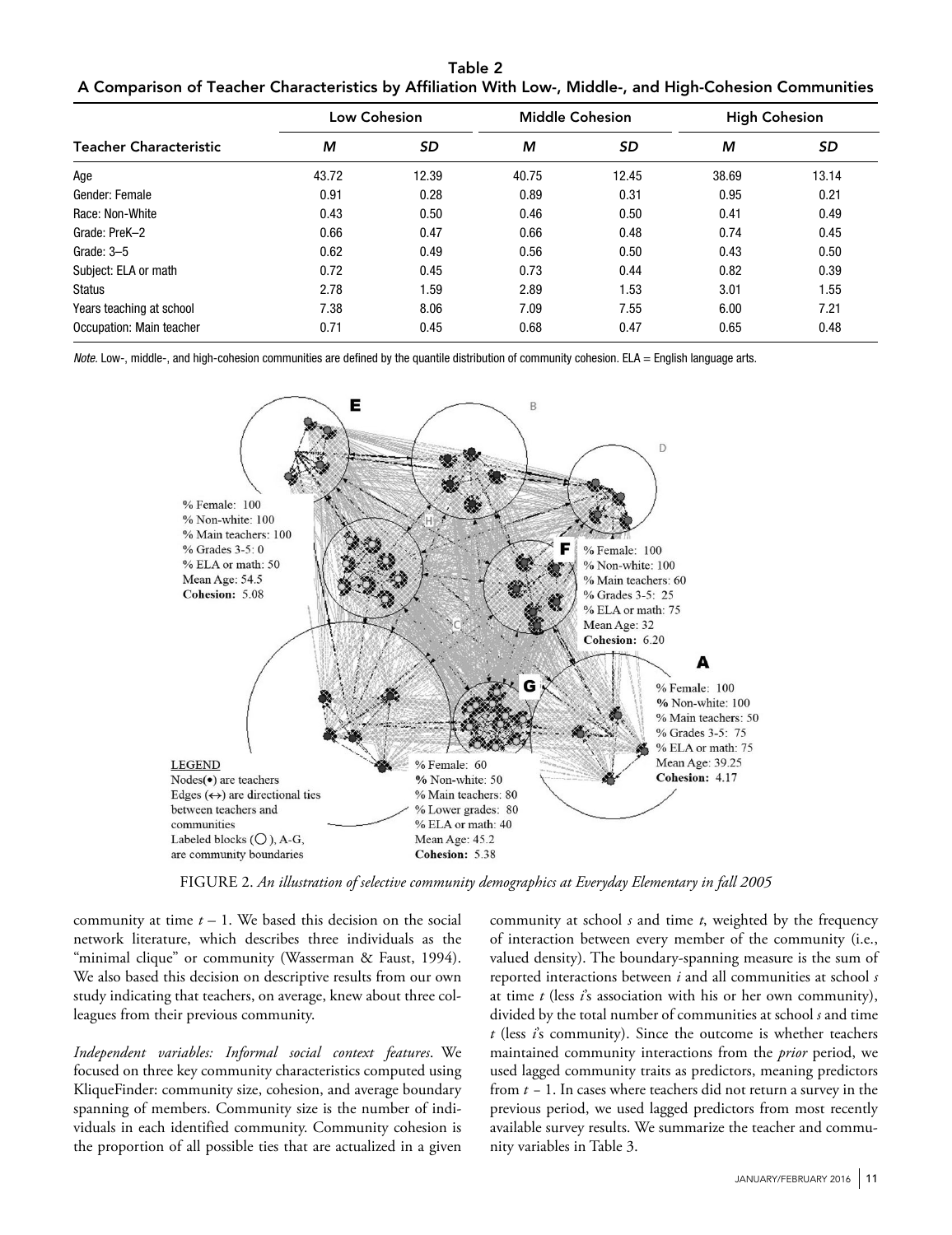**Table 2**
**A Comparison of Teacher Characteristics by Affiliation With Low-, Middle-, and High-Cohesion Communities**

| Teacher Characteristic | Low Cohesion | | Middle Cohesion | | High Cohesion | |
|---|---|---|---|---|---|---|
| | *M* | *SD* | *M* | *SD* | *M* | *SD* |
| Age | 43.72 | 12.39 | 40.75 | 12.45 | 38.69 | 13.14 |
| Gender: Female | 0.91 | 0.28 | 0.89 | 0.31 | 0.95 | 0.21 |
| Race: Non-White | 0.43 | 0.50 | 0.46 | 0.50 | 0.41 | 0.49 |
| Grade: PreK–2 | 0.66 | 0.47 | 0.66 | 0.48 | 0.74 | 0.45 |
| Grade: 3–5 | 0.62 | 0.49 | 0.56 | 0.50 | 0.43 | 0.50 |
| Subject: ELA or math | 0.72 | 0.45 | 0.73 | 0.44 | 0.82 | 0.39 |
| Status | 2.78 | 1.59 | 2.89 | 1.53 | 3.01 | 1.55 |
| Years teaching at school | 7.38 | 8.06 | 7.09 | 7.55 | 6.00 | 7.21 |
| Occupation: Main teacher | 0.71 | 0.45 | 0.68 | 0.47 | 0.65 | 0.48 |

*Note.* Low-, middle-, and high-cohesion communities are defined by the quantile distribution of community cohesion. ELA = English language arts.

FIGURE 2. *An illustration of selective community demographics at Everyday Elementary in fall 2005*

community at time $t - 1$. We based this decision on the social network literature, which describes three individuals as the "minimal clique" or community (Wasserman & Faust, 1994). We also based this decision on descriptive results from our own study indicating that teachers, on average, knew about three colleagues from their previous community.

*Independent variables: Informal social context features*. We focused on three key community characteristics computed using KliqueFinder: community size, cohesion, and average boundary spanning of members. Community size is the number of individuals in each identified community. Community cohesion is the proportion of all possible ties that are actualized in a given community at school $s$ and time $t$, weighted by the frequency of interaction between every member of the community (i.e., valued density). The boundary-spanning measure is the sum of reported interactions between $i$ and all communities at school $s$ at time $t$ (less $i$'s association with his or her own community), divided by the total number of communities at school $s$ and time $t$ (less $i$'s community). Since the outcome is whether teachers maintained community interactions from the *prior* period, we used lagged community traits as predictors, meaning predictors from $t - 1$. In cases where teachers did not return a survey in the previous period, we used lagged predictors from most recently available survey results. We summarize the teacher and community variables in Table 3.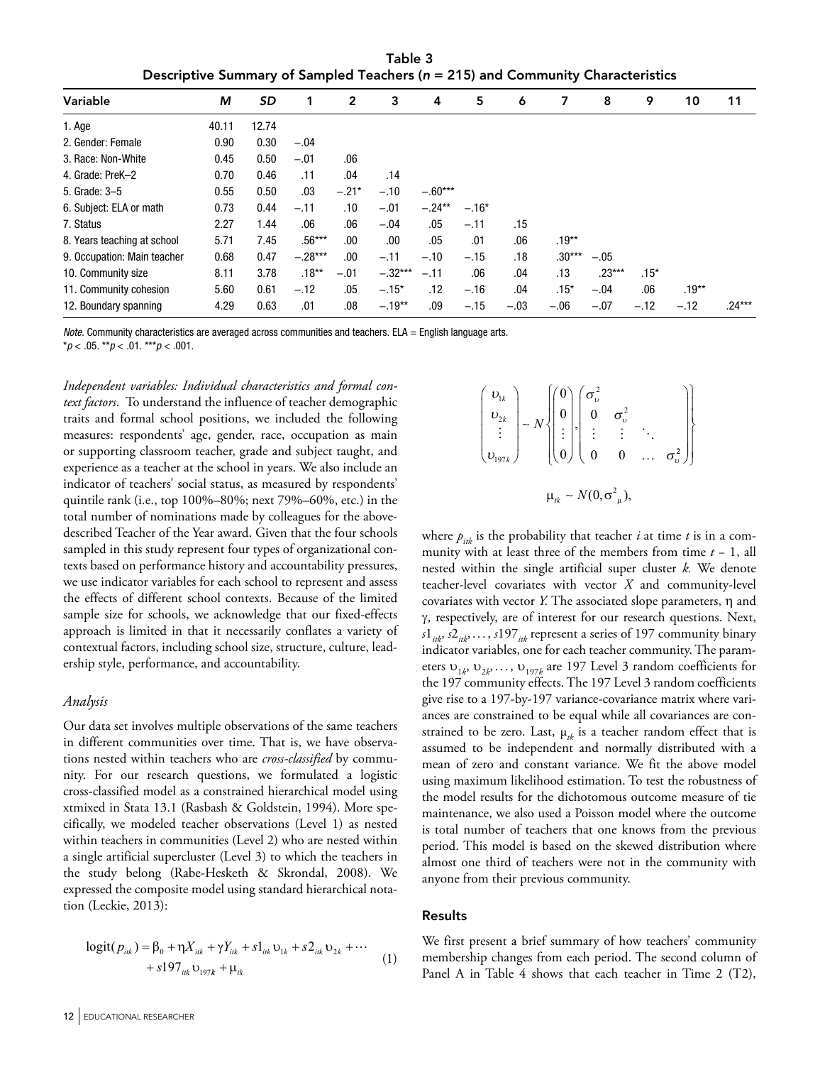Table 3
Descriptive Summary of Sampled Teachers ($n$ = 215) and Community Characteristics

| Variable | $M$ | $SD$ | 1 | 2 | 3 | 4 | 5 | 6 | 7 | 8 | 9 | 10 | 11 |
|---|---|---|---|---|---|---|---|---|---|---|---|---|---|
| 1. Age | 40.11 | 12.74 | | | | | | | | | | | |
| 2. Gender: Female | 0.90 | 0.30 | −.04 | | | | | | | | | | |
| 3. Race: Non-White | 0.45 | 0.50 | −.01 | .06 | | | | | | | | | |
| 4. Grade: PreK–2 | 0.70 | 0.46 | .11 | .04 | .14 | | | | | | | | |
| 5. Grade: 3–5 | 0.55 | 0.50 | .03 | −.21* | −.10 | −.60*** | | | | | | | |
| 6. Subject: ELA or math | 0.73 | 0.44 | −.11 | .10 | −.01 | −.24** | −.16* | | | | | | |
| 7. Status | 2.27 | 1.44 | .06 | .06 | −.04 | .05 | −.11 | .15 | | | | | |
| 8. Years teaching at school | 5.71 | 7.45 | .56*** | .00 | .00 | .05 | .01 | .06 | .19** | | | | |
| 9. Occupation: Main teacher | 0.68 | 0.47 | −.28*** | .00 | −.11 | −.10 | −.15 | .18 | .30*** | −.05 | | | |
| 10. Community size | 8.11 | 3.78 | .18** | −.01 | −.32*** | −.11 | .06 | .04 | .13 | .23*** | .15* | | |
| 11. Community cohesion | 5.60 | 0.61 | −.12 | .05 | −.15* | .12 | −.16 | .04 | .15* | −.04 | .06 | .19** | |
| 12. Boundary spanning | 4.29 | 0.63 | .01 | .08 | −.19** | .09 | −.15 | −.03 | −.06 | −.07 | −.12 | −.12 | .24*** |

*Note.* Community characteristics are averaged across communities and teachers. ELA = English language arts.
\*$p$ < .05. \*\*$p$ < .01. \*\*\*$p$ < .001.

*Independent variables: Individual characteristics and formal context factors*. To understand the influence of teacher demographic traits and formal school positions, we included the following measures: respondents' age, gender, race, occupation as main or supporting classroom teacher, grade and subject taught, and experience as a teacher at the school in years. We also include an indicator of teachers' social status, as measured by respondents' quintile rank (i.e., top 100%–80%; next 79%–60%, etc.) in the total number of nominations made by colleagues for the above-described Teacher of the Year award. Given that the four schools sampled in this study represent four types of organizational contexts based on performance history and accountability pressures, we use indicator variables for each school to represent and assess the effects of different school contexts. Because of the limited sample size for schools, we acknowledge that our fixed-effects approach is limited in that it necessarily conflates a variety of contextual factors, including school size, structure, culture, leadership style, performance, and accountability.

### *Analysis*

Our data set involves multiple observations of the same teachers in different communities over time. That is, we have observations nested within teachers who are *cross-classified* by community. For our research questions, we formulated a logistic cross-classified model as a constrained hierarchical model using xtmixed in Stata 13.1 (Rasbash & Goldstein, 1994). More specifically, we modeled teacher observations (Level 1) as nested within teachers in communities (Level 2) who are nested within a single artificial supercluster (Level 3) to which the teachers in the study belong (Rabe-Hesketh & Skrondal, 2008). We expressed the composite model using standard hierarchical notation (Leckie, 2013):

$$\operatorname{logit}(p_{itk}) = \beta_0 + \eta X_{itk} + \gamma Y_{itk} + s1_{itk}\upsilon_{1k} + s2_{itk}\upsilon_{2k} + \cdots + s197_{itk}\upsilon_{197k} + \mu_{tk} \qquad (1)$$

$$\begin{pmatrix} \upsilon_{1k} \\ \upsilon_{2k} \\ \vdots \\ \upsilon_{197k} \end{pmatrix} \sim N\left\{ \begin{pmatrix} 0 \\ 0 \\ \vdots \\ 0 \end{pmatrix}, \begin{pmatrix} \sigma_\upsilon^2 & & & \\ 0 & \sigma_\upsilon^2 & & \\ \vdots & \vdots & \ddots & \\ 0 & 0 & \dots & \sigma_\upsilon^2 \end{pmatrix} \right\}$$

$$\mu_{tk} \sim N(0, \sigma^2_{\mu}),$$

where $p_{itk}$ is the probability that teacher $i$ at time $t$ is in a community with at least three of the members from time $t$ – 1, all nested within the single artificial super cluster $k$. We denote teacher-level covariates with vector $X$ and community-level covariates with vector $Y$. The associated slope parameters, η and γ, respectively, are of interest for our research questions. Next, $s1_{itk}, s2_{itk}, \ldots, s197_{itk}$ represent a series of 197 community binary indicator variables, one for each teacher community. The parameters $\upsilon_{1k}, \upsilon_{2k}, \ldots, \upsilon_{197k}$ are 197 Level 3 random coefficients for the 197 community effects. The 197 Level 3 random coefficients give rise to a 197-by-197 variance-covariance matrix where variances are constrained to be equal while all covariances are constrained to be zero. Last, $\mu_{tk}$ is a teacher random effect that is assumed to be independent and normally distributed with a mean of zero and constant variance. We fit the above model using maximum likelihood estimation. To test the robustness of the model results for the dichotomous outcome measure of tie maintenance, we also used a Poisson model where the outcome is total number of teachers that one knows from the previous period. This model is based on the skewed distribution where almost one third of teachers were not in the community with anyone from their previous community.

## Results

We first present a brief summary of how teachers' community membership changes from each period. The second column of Panel A in Table 4 shows that each teacher in Time 2 (T2),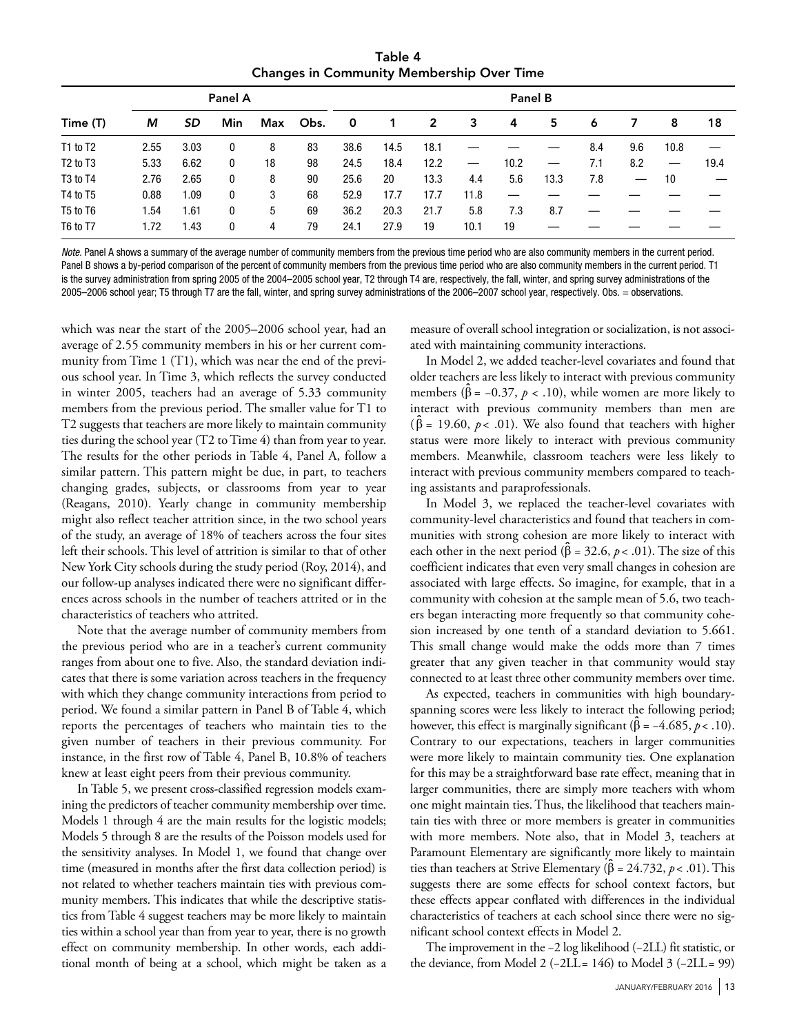**Table 4**
**Changes in Community Membership Over Time**

| Time (T) | Panel A | | | | | Panel B | | | | | | | | | |
|---|---|---|---|---|---|---|---|---|---|---|---|---|---|---|---|
| | *M* | *SD* | Min | Max | Obs. | 0 | 1 | 2 | 3 | 4 | 5 | 6 | 7 | 8 | 18 |
| T1 to T2 | 2.55 | 3.03 | 0 | 8 | 83 | 38.6 | 14.5 | 18.1 | — | — | — | 8.4 | 9.6 | 10.8 | — |
| T2 to T3 | 5.33 | 6.62 | 0 | 18 | 98 | 24.5 | 18.4 | 12.2 | — | 10.2 | — | 7.1 | 8.2 | — | 19.4 |
| T3 to T4 | 2.76 | 2.65 | 0 | 8 | 90 | 25.6 | 20 | 13.3 | 4.4 | 5.6 | 13.3 | 7.8 | — | 10 | — |
| T4 to T5 | 0.88 | 1.09 | 0 | 3 | 68 | 52.9 | 17.7 | 17.7 | 11.8 | — | — | — | — | — | — |
| T5 to T6 | 1.54 | 1.61 | 0 | 5 | 69 | 36.2 | 20.3 | 21.7 | 5.8 | 7.3 | 8.7 | — | — | — | — |
| T6 to T7 | 1.72 | 1.43 | 0 | 4 | 79 | 24.1 | 27.9 | 19 | 10.1 | 19 | — | — | — | — | — |

*Note.* Panel A shows a summary of the average number of community members from the previous time period who are also community members in the current period. Panel B shows a by-period comparison of the percent of community members from the previous time period who are also community members in the current period. T1 is the survey administration from spring 2005 of the 2004–2005 school year, T2 through T4 are, respectively, the fall, winter, and spring survey administrations of the 2005–2006 school year; T5 through T7 are the fall, winter, and spring survey administrations of the 2006–2007 school year, respectively. Obs. = observations.

which was near the start of the 2005–2006 school year, had an average of 2.55 community members in his or her current community from Time 1 (T1), which was near the end of the previous school year. In Time 3, which reflects the survey conducted in winter 2005, teachers had an average of 5.33 community members from the previous period. The smaller value for T1 to T2 suggests that teachers are more likely to maintain community ties during the school year (T2 to Time 4) than from year to year. The results for the other periods in Table 4, Panel A, follow a similar pattern. This pattern might be due, in part, to teachers changing grades, subjects, or classrooms from year to year (Reagans, 2010). Yearly change in community membership might also reflect teacher attrition since, in the two school years of the study, an average of 18% of teachers across the four sites left their schools. This level of attrition is similar to that of other New York City schools during the study period (Roy, 2014), and our follow-up analyses indicated there were no significant differences across schools in the number of teachers attrited or in the characteristics of teachers who attrited.

Note that the average number of community members from the previous period who are in a teacher's current community ranges from about one to five. Also, the standard deviation indicates that there is some variation across teachers in the frequency with which they change community interactions from period to period. We found a similar pattern in Panel B of Table 4, which reports the percentages of teachers who maintain ties to the given number of teachers in their previous community. For instance, in the first row of Table 4, Panel B, 10.8% of teachers knew at least eight peers from their previous community.

In Table 5, we present cross-classified regression models examining the predictors of teacher community membership over time. Models 1 through 4 are the main results for the logistic models; Models 5 through 8 are the results of the Poisson models used for the sensitivity analyses. In Model 1, we found that change over time (measured in months after the first data collection period) is not related to whether teachers maintain ties with previous community members. This indicates that while the descriptive statistics from Table 4 suggest teachers may be more likely to maintain ties within a school year than from year to year, there is no growth effect on community membership. In other words, each additional month of being at a school, which might be taken as a measure of overall school integration or socialization, is not associated with maintaining community interactions.

In Model 2, we added teacher-level covariates and found that older teachers are less likely to interact with previous community members ($\hat{\beta} = -0.37$, $p < .10$), while women are more likely to interact with previous community members than men are ($\hat{\beta} = 19.60$, $p < .01$). We also found that teachers with higher status were more likely to interact with previous community members. Meanwhile, classroom teachers were less likely to interact with previous community members compared to teaching assistants and paraprofessionals.

In Model 3, we replaced the teacher-level covariates with community-level characteristics and found that teachers in communities with strong cohesion are more likely to interact with each other in the next period ($\hat{\beta} = 32.6$, $p < .01$). The size of this coefficient indicates that even very small changes in cohesion are associated with large effects. So imagine, for example, that in a community with cohesion at the sample mean of 5.6, two teachers began interacting more frequently so that community cohesion increased by one tenth of a standard deviation to 5.661. This small change would make the odds more than 7 times greater that any given teacher in that community would stay connected to at least three other community members over time.

As expected, teachers in communities with high boundary-spanning scores were less likely to interact the following period; however, this effect is marginally significant ($\hat{\beta} = -4.685$, $p < .10$). Contrary to our expectations, teachers in larger communities were more likely to maintain community ties. One explanation for this may be a straightforward base rate effect, meaning that in larger communities, there are simply more teachers with whom one might maintain ties. Thus, the likelihood that teachers maintain ties with three or more members is greater in communities with more members. Note also, that in Model 3, teachers at Paramount Elementary are significantly more likely to maintain ties than teachers at Strive Elementary ($\hat{\beta} = 24.732$, $p < .01$). This suggests there are some effects for school context factors, but these effects appear conflated with differences in the individual characteristics of teachers at each school since there were no significant school context effects in Model 2.

The improvement in the –2 log likelihood (–2LL) fit statistic, or the deviance, from Model 2 (–2LL = 146) to Model 3 (–2LL = 99)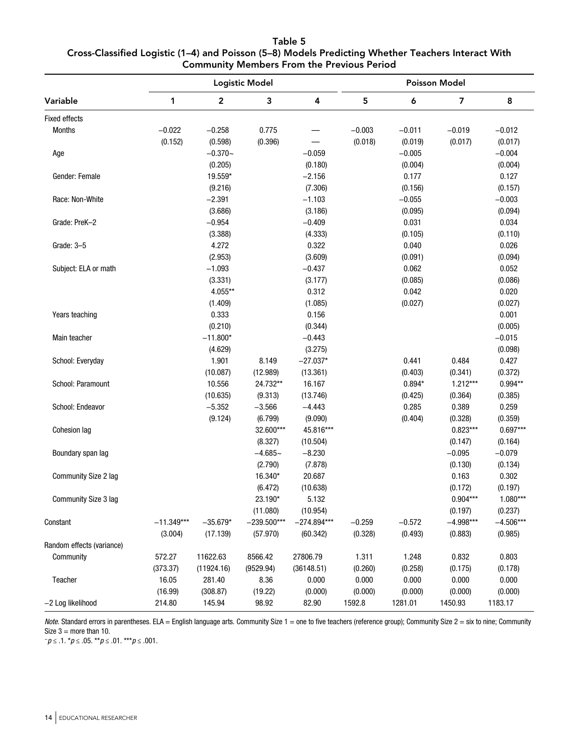**Table 5**
**Cross-Classified Logistic (1–4) and Poisson (5–8) Models Predicting Whether Teachers Interact With Community Members From the Previous Period**

| | Logistic Model | | | | Poisson Model | | | |
|---|---|---|---|---|---|---|---|---|
| Variable | 1 | 2 | 3 | 4 | 5 | 6 | 7 | 8 |
| Fixed effects | | | | | | | | |
| Months | −0.022 | −0.258 | 0.775 | — | −0.003 | −0.011 | −0.019 | −0.012 |
| | (0.152) | (0.598) | (0.396) | — | (0.018) | (0.019) | (0.017) | (0.017) |
| Age | | −0.370~ | | −0.059 | | −0.005 | | −0.004 |
| | | (0.205) | | (0.180) | | (0.004) | | (0.004) |
| Gender: Female | | 19.559* | | −2.156 | | 0.177 | | 0.127 |
| | | (9.216) | | (7.306) | | (0.156) | | (0.157) |
| Race: Non-White | | −2.391 | | −1.103 | | −0.055 | | −0.003 |
| | | (3.686) | | (3.186) | | (0.095) | | (0.094) |
| Grade: PreK–2 | | −0.954 | | −0.409 | | 0.031 | | 0.034 |
| | | (3.388) | | (4.333) | | (0.105) | | (0.110) |
| Grade: 3–5 | | 4.272 | | 0.322 | | 0.040 | | 0.026 |
| | | (2.953) | | (3.609) | | (0.091) | | (0.094) |
| Subject: ELA or math | | −1.093 | | −0.437 | | 0.062 | | 0.052 |
| | | (3.331) | | (3.177) | | (0.085) | | (0.086) |
| | | 4.055** | | 0.312 | | 0.042 | | 0.020 |
| | | (1.409) | | (1.085) | | (0.027) | | (0.027) |
| Years teaching | | 0.333 | | 0.156 | | | | 0.001 |
| | | (0.210) | | (0.344) | | | | (0.005) |
| Main teacher | | −11.800* | | −0.443 | | | | −0.015 |
| | | (4.629) | | (3.275) | | | | (0.098) |
| School: Everyday | | 1.901 | 8.149 | −27.037* | | 0.441 | 0.484 | 0.427 |
| | | (10.087) | (12.989) | (13.361) | | (0.403) | (0.341) | (0.372) |
| School: Paramount | | 10.556 | 24.732** | 16.167 | | 0.894* | 1.212*** | 0.994** |
| | | (10.635) | (9.313) | (13.746) | | (0.425) | (0.364) | (0.385) |
| School: Endeavor | | −5.352 | −3.566 | −4.443 | | 0.285 | 0.389 | 0.259 |
| | | (9.124) | (6.799) | (9.090) | | (0.404) | (0.328) | (0.359) |
| Cohesion lag | | | 32.600*** | 45.816*** | | | 0.823*** | 0.697*** |
| | | | (8.327) | (10.504) | | | (0.147) | (0.164) |
| Boundary span lag | | | −4.685~ | −8.230 | | | −0.095 | −0.079 |
| | | | (2.790) | (7.878) | | | (0.130) | (0.134) |
| Community Size 2 lag | | | 16.340* | 20.687 | | | 0.163 | 0.302 |
| | | | (6.472) | (10.638) | | | (0.172) | (0.197) |
| Community Size 3 lag | | | 23.190* | 5.132 | | | 0.904*** | 1.080*** |
| | | | (11.080) | (10.954) | | | (0.197) | (0.237) |
| Constant | −11.349*** | −35.679* | −239.500*** | −274.894*** | −0.259 | −0.572 | −4.998*** | −4.506*** |
| | (3.004) | (17.139) | (57.970) | (60.342) | (0.328) | (0.493) | (0.883) | (0.985) |
| Random effects (variance) | | | | | | | | |
| Community | 572.27 | 11622.63 | 8566.42 | 27806.79 | 1.311 | 1.248 | 0.832 | 0.803 |
| | (373.37) | (11924.16) | (9529.94) | (36148.51) | (0.260) | (0.258) | (0.175) | (0.178) |
| Teacher | 16.05 | 281.40 | 8.36 | 0.000 | 0.000 | 0.000 | 0.000 | 0.000 |
| | (16.99) | (308.87) | (19.22) | (0.000) | (0.000) | (0.000) | (0.000) | (0.000) |
| −2 Log likelihood | 214.80 | 145.94 | 98.92 | 82.90 | 1592.8 | 1281.01 | 1450.93 | 1183.17 |

*Note.* Standard errors in parentheses. ELA = English language arts. Community Size 1 = one to five teachers (reference group); Community Size 2 = six to nine; Community Size 3 = more than 10.

~$p \leq .1$. *$p \leq .05$. **$p \leq .01$. ***$p \leq .001$.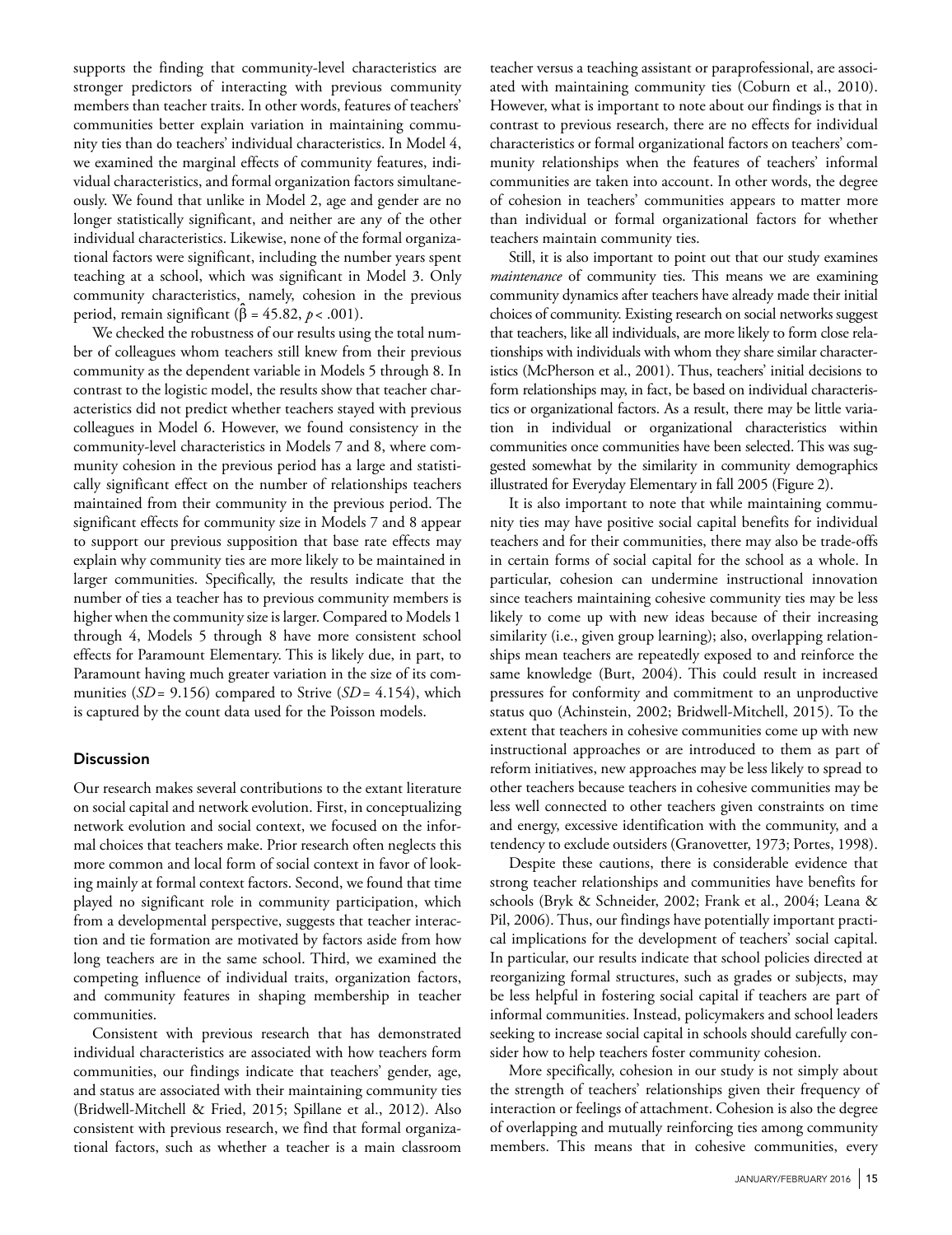supports the finding that community-level characteristics are stronger predictors of interacting with previous community members than teacher traits. In other words, features of teachers' communities better explain variation in maintaining community ties than do teachers' individual characteristics. In Model 4, we examined the marginal effects of community features, individual characteristics, and formal organization factors simultaneously. We found that unlike in Model 2, age and gender are no longer statistically significant, and neither are any of the other individual characteristics. Likewise, none of the formal organizational factors were significant, including the number years spent teaching at a school, which was significant in Model 3. Only community characteristics, namely, cohesion in the previous period, remain significant ($\hat{\beta} = 45.82$, $p < .001$).

We checked the robustness of our results using the total number of colleagues whom teachers still knew from their previous community as the dependent variable in Models 5 through 8. In contrast to the logistic model, the results show that teacher characteristics did not predict whether teachers stayed with previous colleagues in Model 6. However, we found consistency in the community-level characteristics in Models 7 and 8, where community cohesion in the previous period has a large and statistically significant effect on the number of relationships teachers maintained from their community in the previous period. The significant effects for community size in Models 7 and 8 appear to support our previous supposition that base rate effects may explain why community ties are more likely to be maintained in larger communities. Specifically, the results indicate that the number of ties a teacher has to previous community members is higher when the community size is larger. Compared to Models 1 through 4, Models 5 through 8 have more consistent school effects for Paramount Elementary. This is likely due, in part, to Paramount having much greater variation in the size of its communities ($SD = 9.156$) compared to Strive ($SD = 4.154$), which is captured by the count data used for the Poisson models.

## Discussion

Our research makes several contributions to the extant literature on social capital and network evolution. First, in conceptualizing network evolution and social context, we focused on the informal choices that teachers make. Prior research often neglects this more common and local form of social context in favor of looking mainly at formal context factors. Second, we found that time played no significant role in community participation, which from a developmental perspective, suggests that teacher interaction and tie formation are motivated by factors aside from how long teachers are in the same school. Third, we examined the competing influence of individual traits, organization factors, and community features in shaping membership in teacher communities.

Consistent with previous research that has demonstrated individual characteristics are associated with how teachers form communities, our findings indicate that teachers' gender, age, and status are associated with their maintaining community ties (Bridwell-Mitchell & Fried, 2015; Spillane et al., 2012). Also consistent with previous research, we find that formal organizational factors, such as whether a teacher is a main classroom teacher versus a teaching assistant or paraprofessional, are associated with maintaining community ties (Coburn et al., 2010). However, what is important to note about our findings is that in contrast to previous research, there are no effects for individual characteristics or formal organizational factors on teachers' community relationships when the features of teachers' informal communities are taken into account. In other words, the degree of cohesion in teachers' communities appears to matter more than individual or formal organizational factors for whether teachers maintain community ties.

Still, it is also important to point out that our study examines *maintenance* of community ties. This means we are examining community dynamics after teachers have already made their initial choices of community. Existing research on social networks suggest that teachers, like all individuals, are more likely to form close relationships with individuals with whom they share similar characteristics (McPherson et al., 2001). Thus, teachers' initial decisions to form relationships may, in fact, be based on individual characteristics or organizational factors. As a result, there may be little variation in individual or organizational characteristics within communities once communities have been selected. This was suggested somewhat by the similarity in community demographics illustrated for Everyday Elementary in fall 2005 (Figure 2).

It is also important to note that while maintaining community ties may have positive social capital benefits for individual teachers and for their communities, there may also be trade-offs in certain forms of social capital for the school as a whole. In particular, cohesion can undermine instructional innovation since teachers maintaining cohesive community ties may be less likely to come up with new ideas because of their increasing similarity (i.e., given group learning); also, overlapping relationships mean teachers are repeatedly exposed to and reinforce the same knowledge (Burt, 2004). This could result in increased pressures for conformity and commitment to an unproductive status quo (Achinstein, 2002; Bridwell-Mitchell, 2015). To the extent that teachers in cohesive communities come up with new instructional approaches or are introduced to them as part of reform initiatives, new approaches may be less likely to spread to other teachers because teachers in cohesive communities may be less well connected to other teachers given constraints on time and energy, excessive identification with the community, and a tendency to exclude outsiders (Granovetter, 1973; Portes, 1998).

Despite these cautions, there is considerable evidence that strong teacher relationships and communities have benefits for schools (Bryk & Schneider, 2002; Frank et al., 2004; Leana & Pil, 2006). Thus, our findings have potentially important practical implications for the development of teachers' social capital. In particular, our results indicate that school policies directed at reorganizing formal structures, such as grades or subjects, may be less helpful in fostering social capital if teachers are part of informal communities. Instead, policymakers and school leaders seeking to increase social capital in schools should carefully consider how to help teachers foster community cohesion.

More specifically, cohesion in our study is not simply about the strength of teachers' relationships given their frequency of interaction or feelings of attachment. Cohesion is also the degree of overlapping and mutually reinforcing ties among community members. This means that in cohesive communities, every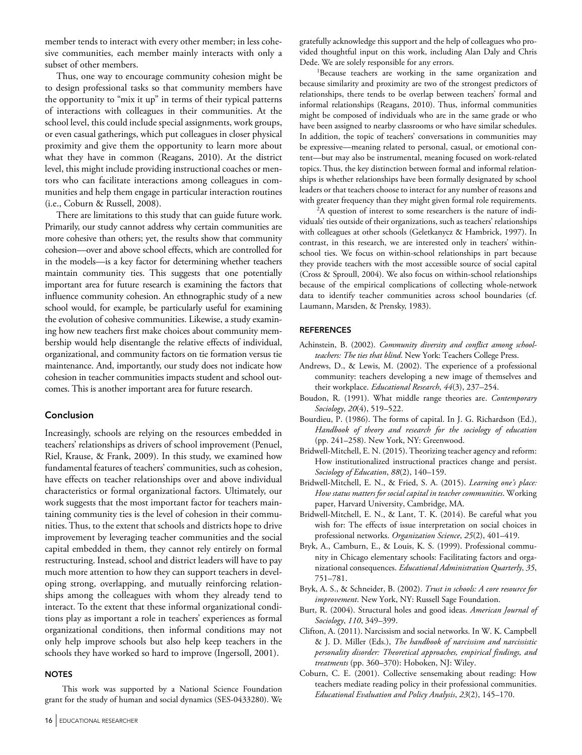member tends to interact with every other member; in less cohesive communities, each member mainly interacts with only a subset of other members.

Thus, one way to encourage community cohesion might be to design professional tasks so that community members have the opportunity to "mix it up" in terms of their typical patterns of interactions with colleagues in their communities. At the school level, this could include special assignments, work groups, or even casual gatherings, which put colleagues in closer physical proximity and give them the opportunity to learn more about what they have in common (Reagans, 2010). At the district level, this might include providing instructional coaches or mentors who can facilitate interactions among colleagues in communities and help them engage in particular interaction routines (i.e., Coburn & Russell, 2008).

There are limitations to this study that can guide future work. Primarily, our study cannot address why certain communities are more cohesive than others; yet, the results show that community cohesion—over and above school effects, which are controlled for in the models—is a key factor for determining whether teachers maintain community ties. This suggests that one potentially important area for future research is examining the factors that influence community cohesion. An ethnographic study of a new school would, for example, be particularly useful for examining the evolution of cohesive communities. Likewise, a study examining how new teachers first make choices about community membership would help disentangle the relative effects of individual, organizational, and community factors on tie formation versus tie maintenance. And, importantly, our study does not indicate how cohesion in teacher communities impacts student and school outcomes. This is another important area for future research.

## Conclusion

Increasingly, schools are relying on the resources embedded in teachers' relationships as drivers of school improvement (Penuel, Riel, Krause, & Frank, 2009). In this study, we examined how fundamental features of teachers' communities, such as cohesion, have effects on teacher relationships over and above individual characteristics or formal organizational factors. Ultimately, our work suggests that the most important factor for teachers maintaining community ties is the level of cohesion in their communities. Thus, to the extent that schools and districts hope to drive improvement by leveraging teacher communities and the social capital embedded in them, they cannot rely entirely on formal restructuring. Instead, school and district leaders will have to pay much more attention to how they can support teachers in developing strong, overlapping, and mutually reinforcing relationships among the colleagues with whom they already tend to interact. To the extent that these informal organizational conditions play as important a role in teachers' experiences as formal organizational conditions, then informal conditions may not only help improve schools but also help keep teachers in the schools they have worked so hard to improve (Ingersoll, 2001).

### NOTES

This work was supported by a National Science Foundation grant for the study of human and social dynamics (SES-0433280). We gratefully acknowledge this support and the help of colleagues who provided thoughtful input on this work, including Alan Daly and Chris Dede. We are solely responsible for any errors.

[1]Because teachers are working in the same organization and because similarity and proximity are two of the strongest predictors of relationships, there tends to be overlap between teachers' formal and informal relationships (Reagans, 2010). Thus, informal communities might be composed of individuals who are in the same grade or who have been assigned to nearby classrooms or who have similar schedules. In addition, the topic of teachers' conversations in communities may be expressive—meaning related to personal, casual, or emotional content—but may also be instrumental, meaning focused on work-related topics. Thus, the key distinction between formal and informal relationships is whether relationships have been formally designated by school leaders or that teachers choose to interact for any number of reasons and with greater frequency than they might given formal role requirements.

[2]A question of interest to some researchers is the nature of individuals' ties outside of their organizations, such as teachers' relationships with colleagues at other schools (Geletkanycz & Hambrick, 1997). In contrast, in this research, we are interested only in teachers' within-school ties. We focus on within-school relationships in part because they provide teachers with the most accessible source of social capital (Cross & Sproull, 2004). We also focus on within-school relationships because of the empirical complications of collecting whole-network data to identify teacher communities across school boundaries (cf. Laumann, Marsden, & Prensky, 1983).

### REFERENCES

Achinstein, B. (2002). *Community diversity and conflict among schoolteachers: The ties that blind*. New York: Teachers College Press.

Andrews, D., & Lewis, M. (2002). The experience of a professional community: teachers developing a new image of themselves and their workplace. *Educational Research*, *44*(3), 237–254.

Boudon, R. (1991). What middle range theories are. *Contemporary Sociology*, *20*(4), 519–522.

Bourdieu, P. (1986). The forms of capital. In J. G. Richardson (Ed.), *Handbook of theory and research for the sociology of education* (pp. 241–258). New York, NY: Greenwood.

Bridwell-Mitchell, E. N. (2015). Theorizing teacher agency and reform: How institutionalized instructional practices change and persist. *Sociology of Education*, *88*(2), 140–159.

Bridwell-Mitchell, E. N., & Fried, S. A. (2015). *Learning one's place: How status matters for social capital in teacher communities*. Working paper, Harvard University, Cambridge, MA.

Bridwell-Mitchell, E. N., & Lant, T. K. (2014). Be careful what you wish for: The effects of issue interpretation on social choices in professional networks. *Organization Science*, *25*(2), 401–419.

Bryk, A., Camburn, E., & Louis, K. S. (1999). Professional community in Chicago elementary schools: Facilitating factors and organizational consequences. *Educational Administration Quarterly*, *35*, 751–781.

Bryk, A. S., & Schneider, B. (2002). *Trust in schools: A core resource for improvement*. New York, NY: Russell Sage Foundation.

Burt, R. (2004). Structural holes and good ideas. *American Journal of Sociology*, *110*, 349–399.

Clifton, A. (2011). Narcissism and social networks. In W. K. Campbell & J. D. Miller (Eds.), *The handbook of narcissism and narcissistic personality disorder: Theoretical approaches, empirical findings, and treatments* (pp. 360–370): Hoboken, NJ: Wiley.

Coburn, C. E. (2001). Collective sensemaking about reading: How teachers mediate reading policy in their professional communities. *Educational Evaluation and Policy Analysis*, *23*(2), 145–170.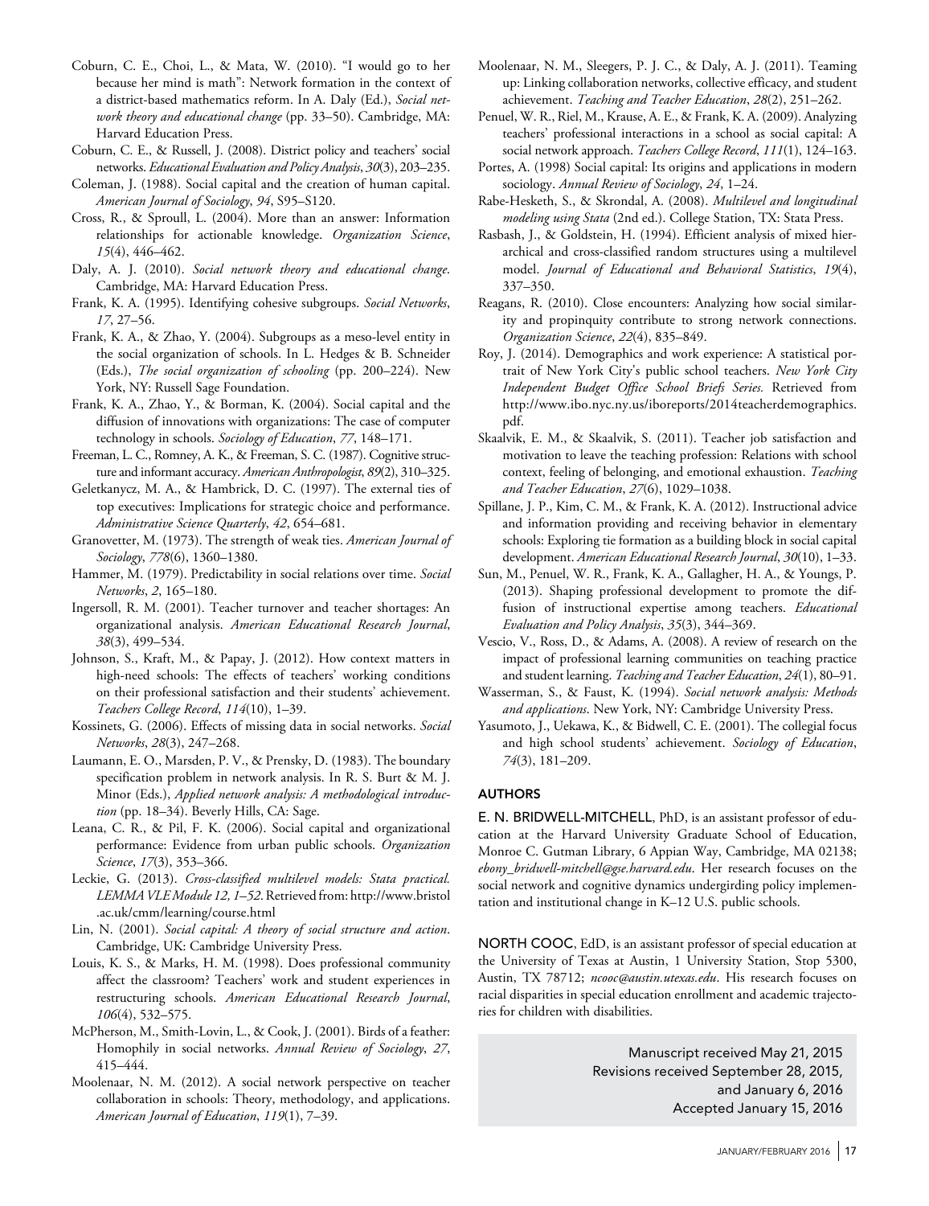Coburn, C. E., Choi, L., & Mata, W. (2010). "I would go to her because her mind is math": Network formation in the context of a district-based mathematics reform. In A. Daly (Ed.), *Social network theory and educational change* (pp. 33–50). Cambridge, MA: Harvard Education Press.

Coburn, C. E., & Russell, J. (2008). District policy and teachers' social networks. *Educational Evaluation and Policy Analysis*, *30*(3), 203–235.

Coleman, J. (1988). Social capital and the creation of human capital. *American Journal of Sociology*, *94*, S95–S120.

Cross, R., & Sproull, L. (2004). More than an answer: Information relationships for actionable knowledge. *Organization Science*, *15*(4), 446–462.

Daly, A. J. (2010). *Social network theory and educational change*. Cambridge, MA: Harvard Education Press.

Frank, K. A. (1995). Identifying cohesive subgroups. *Social Networks*, *17*, 27–56.

Frank, K. A., & Zhao, Y. (2004). Subgroups as a meso-level entity in the social organization of schools. In L. Hedges & B. Schneider (Eds.), *The social organization of schooling* (pp. 200–224). New York, NY: Russell Sage Foundation.

Frank, K. A., Zhao, Y., & Borman, K. (2004). Social capital and the diffusion of innovations with organizations: The case of computer technology in schools. *Sociology of Education*, *77*, 148–171.

Freeman, L. C., Romney, A. K., & Freeman, S. C. (1987). Cognitive structure and informant accuracy. *American Anthropologist*, *89*(2), 310–325.

Geletkanycz, M. A., & Hambrick, D. C. (1997). The external ties of top executives: Implications for strategic choice and performance. *Administrative Science Quarterly*, *42*, 654–681.

Granovetter, M. (1973). The strength of weak ties. *American Journal of Sociology*, *778*(6), 1360–1380.

Hammer, M. (1979). Predictability in social relations over time. *Social Networks*, *2*, 165–180.

Ingersoll, R. M. (2001). Teacher turnover and teacher shortages: An organizational analysis. *American Educational Research Journal*, *38*(3), 499–534.

Johnson, S., Kraft, M., & Papay, J. (2012). How context matters in high-need schools: The effects of teachers' working conditions on their professional satisfaction and their students' achievement. *Teachers College Record*, *114*(10), 1–39.

Kossinets, G. (2006). Effects of missing data in social networks. *Social Networks*, *28*(3), 247–268.

Laumann, E. O., Marsden, P. V., & Prensky, D. (1983). The boundary specification problem in network analysis. In R. S. Burt & M. J. Minor (Eds.), *Applied network analysis: A methodological introduction* (pp. 18–34). Beverly Hills, CA: Sage.

Leana, C. R., & Pil, F. K. (2006). Social capital and organizational performance: Evidence from urban public schools. *Organization Science*, *17*(3), 353–366.

Leckie, G. (2013). *Cross-classified multilevel models: Stata practical. LEMMA VLE Module 12, 1–52*. Retrieved from: http://www.bristol.ac.uk/cmm/learning/course.html

Lin, N. (2001). *Social capital: A theory of social structure and action*. Cambridge, UK: Cambridge University Press.

Louis, K. S., & Marks, H. M. (1998). Does professional community affect the classroom? Teachers' work and student experiences in restructuring schools. *American Educational Research Journal*, *106*(4), 532–575.

McPherson, M., Smith-Lovin, L., & Cook, J. (2001). Birds of a feather: Homophily in social networks. *Annual Review of Sociology*, *27*, 415–444.

Moolenaar, N. M. (2012). A social network perspective on teacher collaboration in schools: Theory, methodology, and applications. *American Journal of Education*, *119*(1), 7–39.

Moolenaar, N. M., Sleegers, P. J. C., & Daly, A. J. (2011). Teaming up: Linking collaboration networks, collective efficacy, and student achievement. *Teaching and Teacher Education*, *28*(2), 251–262.

Penuel, W. R., Riel, M., Krause, A. E., & Frank, K. A. (2009). Analyzing teachers' professional interactions in a school as social capital: A social network approach. *Teachers College Record*, *111*(1), 124–163.

Portes, A. (1998) Social capital: Its origins and applications in modern sociology. *Annual Review of Sociology*, *24*, 1–24.

Rabe-Hesketh, S., & Skrondal, A. (2008). *Multilevel and longitudinal modeling using Stata* (2nd ed.). College Station, TX: Stata Press.

Rasbash, J., & Goldstein, H. (1994). Efficient analysis of mixed hierarchical and cross-classified random structures using a multilevel model. *Journal of Educational and Behavioral Statistics*, *19*(4), 337–350.

Reagans, R. (2010). Close encounters: Analyzing how social similarity and propinquity contribute to strong network connections. *Organization Science*, *22*(4), 835–849.

Roy, J. (2014). Demographics and work experience: A statistical portrait of New York City's public school teachers. *New York City Independent Budget Office School Briefs Series*. Retrieved from http://www.ibo.nyc.ny.us/iboreports/2014teacherdemographics.pdf.

Skaalvik, E. M., & Skaalvik, S. (2011). Teacher job satisfaction and motivation to leave the teaching profession: Relations with school context, feeling of belonging, and emotional exhaustion. *Teaching and Teacher Education*, *27*(6), 1029–1038.

Spillane, J. P., Kim, C. M., & Frank, K. A. (2012). Instructional advice and information providing and receiving behavior in elementary schools: Exploring tie formation as a building block in social capital development. *American Educational Research Journal*, *30*(10), 1–33.

Sun, M., Penuel, W. R., Frank, K. A., Gallagher, H. A., & Youngs, P. (2013). Shaping professional development to promote the diffusion of instructional expertise among teachers. *Educational Evaluation and Policy Analysis*, *35*(3), 344–369.

Vescio, V., Ross, D., & Adams, A. (2008). A review of research on the impact of professional learning communities on teaching practice and student learning. *Teaching and Teacher Education*, *24*(1), 80–91.

Wasserman, S., & Faust, K. (1994). *Social network analysis: Methods and applications*. New York, NY: Cambridge University Press.

Yasumoto, J., Uekawa, K., & Bidwell, C. E. (2001). The collegial focus and high school students' achievement. *Sociology of Education*, *74*(3), 181–209.

## AUTHORS

**E. N. BRIDWELL-MITCHELL**, PhD, is an assistant professor of education at the Harvard University Graduate School of Education, Monroe C. Gutman Library, 6 Appian Way, Cambridge, MA 02138; *ebony_bridwell-mitchell@gse.harvard.edu*. Her research focuses on the social network and cognitive dynamics undergirding policy implementation and institutional change in K–12 U.S. public schools.

**NORTH COOC**, EdD, is an assistant professor of special education at the University of Texas at Austin, 1 University Station, Stop 5300, Austin, TX 78712; *ncooc@austin.utexas.edu*. His research focuses on racial disparities in special education enrollment and academic trajectories for children with disabilities.

Manuscript received May 21, 2015
Revisions received September 28, 2015, and January 6, 2016
Accepted January 15, 2016